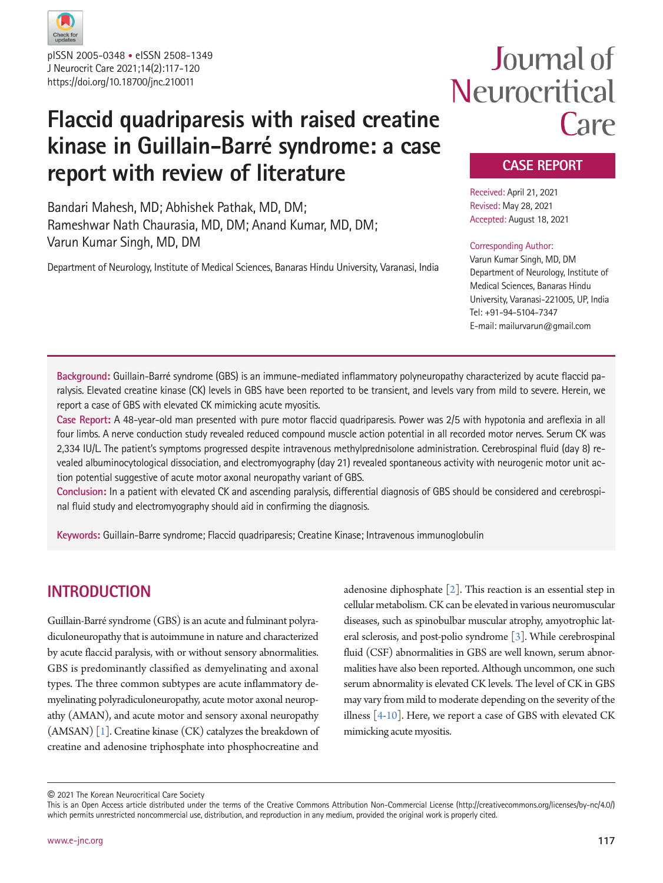pISSN 2005-0348 • eISSN 2508-1349
J Neurocrit Care 2021;14(2):117-120
https://doi.org/10.18700/jnc.210011

Journal of Neurocritical Care

CASE REPORT

# Flaccid quadriparesis with raised creatine kinase in Guillain-Barré syndrome: a case report with review of literature

Bandari Mahesh, MD; Abhishek Pathak, MD, DM; Rameshwar Nath Chaurasia, MD, DM; Anand Kumar, MD, DM; Varun Kumar Singh, MD, DM

Department of Neurology, Institute of Medical Sciences, Banaras Hindu University, Varanasi, India

Received: April 21, 2021
Revised: May 28, 2021
Accepted: August 18, 2021

Corresponding Author:
Varun Kumar Singh, MD, DM
Department of Neurology, Institute of Medical Sciences, Banaras Hindu University, Varanasi-221005, UP, India
Tel: +91-94-5104-7347
E-mail: mailurvarun@gmail.com

**Background:** Guillain-Barré syndrome (GBS) is an immune-mediated inflammatory polyneuropathy characterized by acute flaccid paralysis. Elevated creatine kinase (CK) levels in GBS have been reported to be transient, and levels vary from mild to severe. Herein, we report a case of GBS with elevated CK mimicking acute myositis.

**Case Report:** A 48-year-old man presented with pure motor flaccid quadriparesis. Power was 2/5 with hypotonia and areflexia in all four limbs. A nerve conduction study revealed reduced compound muscle action potential in all recorded motor nerves. Serum CK was 2,334 IU/L. The patient's symptoms progressed despite intravenous methylprednisolone administration. Cerebrospinal fluid (day 8) revealed albuminocytological dissociation, and electromyography (day 21) revealed spontaneous activity with neurogenic motor unit action potential suggestive of acute motor axonal neuropathy variant of GBS.

**Conclusion:** In a patient with elevated CK and ascending paralysis, differential diagnosis of GBS should be considered and cerebrospinal fluid study and electromyography should aid in confirming the diagnosis.

**Keywords:** Guillain-Barre syndrome; Flaccid quadriparesis; Creatine Kinase; Intravenous immunoglobulin

## INTRODUCTION

Guillain-Barré syndrome (GBS) is an acute and fulminant polyradiculoneuropathy that is autoimmune in nature and characterized by acute flaccid paralysis, with or without sensory abnormalities. GBS is predominantly classified as demyelinating and axonal types. The three common subtypes are acute inflammatory demyelinating polyradiculoneuropathy, acute motor axonal neuropathy (AMAN), and acute motor and sensory axonal neuropathy (AMSAN) [1]. Creatine kinase (CK) catalyzes the breakdown of creatine and adenosine triphosphate into phosphocreatine and adenosine diphosphate [2]. This reaction is an essential step in cellular metabolism. CK can be elevated in various neuromuscular diseases, such as spinobulbar muscular atrophy, amyotrophic lateral sclerosis, and post-polio syndrome [3]. While cerebrospinal fluid (CSF) abnormalities in GBS are well known, serum abnormalities have also been reported. Although uncommon, one such serum abnormality is elevated CK levels. The level of CK in GBS may vary from mild to moderate depending on the severity of the illness [4-10]. Here, we report a case of GBS with elevated CK mimicking acute myositis.

© 2021 The Korean Neurocritical Care Society
This is an Open Access article distributed under the terms of the Creative Commons Attribution Non-Commercial License (http://creativecommons.org/licenses/by-nc/4.0/) which permits unrestricted noncommercial use, distribution, and reproduction in any medium, provided the original work is properly cited.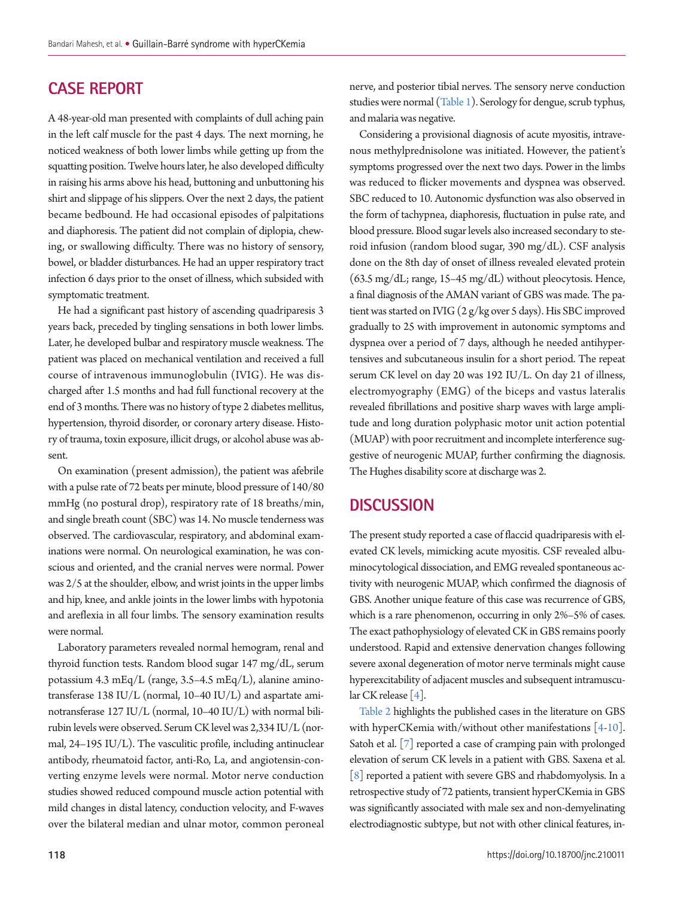## CASE REPORT

A 48-year-old man presented with complaints of dull aching pain in the left calf muscle for the past 4 days. The next morning, he noticed weakness of both lower limbs while getting up from the squatting position. Twelve hours later, he also developed difficulty in raising his arms above his head, buttoning and unbuttoning his shirt and slippage of his slippers. Over the next 2 days, the patient became bedbound. He had occasional episodes of palpitations and diaphoresis. The patient did not complain of diplopia, chewing, or swallowing difficulty. There was no history of sensory, bowel, or bladder disturbances. He had an upper respiratory tract infection 6 days prior to the onset of illness, which subsided with symptomatic treatment.

He had a significant past history of ascending quadriparesis 3 years back, preceded by tingling sensations in both lower limbs. Later, he developed bulbar and respiratory muscle weakness. The patient was placed on mechanical ventilation and received a full course of intravenous immunoglobulin (IVIG). He was discharged after 1.5 months and had full functional recovery at the end of 3 months. There was no history of type 2 diabetes mellitus, hypertension, thyroid disorder, or coronary artery disease. History of trauma, toxin exposure, illicit drugs, or alcohol abuse was absent.

On examination (present admission), the patient was afebrile with a pulse rate of 72 beats per minute, blood pressure of 140/80 mmHg (no postural drop), respiratory rate of 18 breaths/min, and single breath count (SBC) was 14. No muscle tenderness was observed. The cardiovascular, respiratory, and abdominal examinations were normal. On neurological examination, he was conscious and oriented, and the cranial nerves were normal. Power was 2/5 at the shoulder, elbow, and wrist joints in the upper limbs and hip, knee, and ankle joints in the lower limbs with hypotonia and areflexia in all four limbs. The sensory examination results were normal.

Laboratory parameters revealed normal hemogram, renal and thyroid function tests. Random blood sugar 147 mg/dL, serum potassium 4.3 mEq/L (range, 3.5–4.5 mEq/L), alanine aminotransferase 138 IU/L (normal, 10–40 IU/L) and aspartate aminotransferase 127 IU/L (normal, 10–40 IU/L) with normal bilirubin levels were observed. Serum CK level was 2,334 IU/L (normal, 24–195 IU/L). The vasculitic profile, including antinuclear antibody, rheumatoid factor, anti-Ro, La, and angiotensin-converting enzyme levels were normal. Motor nerve conduction studies showed reduced compound muscle action potential with mild changes in distal latency, conduction velocity, and F-waves over the bilateral median and ulnar motor, common peroneal nerve, and posterior tibial nerves. The sensory nerve conduction studies were normal (Table 1). Serology for dengue, scrub typhus, and malaria was negative.

Considering a provisional diagnosis of acute myositis, intravenous methylprednisolone was initiated. However, the patient's symptoms progressed over the next two days. Power in the limbs was reduced to flicker movements and dyspnea was observed. SBC reduced to 10. Autonomic dysfunction was also observed in the form of tachypnea, diaphoresis, fluctuation in pulse rate, and blood pressure. Blood sugar levels also increased secondary to steroid infusion (random blood sugar, 390 mg/dL). CSF analysis done on the 8th day of onset of illness revealed elevated protein (63.5 mg/dL; range, 15–45 mg/dL) without pleocytosis. Hence, a final diagnosis of the AMAN variant of GBS was made. The patient was started on IVIG (2 g/kg over 5 days). His SBC improved gradually to 25 with improvement in autonomic symptoms and dyspnea over a period of 7 days, although he needed antihypertensives and subcutaneous insulin for a short period. The repeat serum CK level on day 20 was 192 IU/L. On day 21 of illness, electromyography (EMG) of the biceps and vastus lateralis revealed fibrillations and positive sharp waves with large amplitude and long duration polyphasic motor unit action potential (MUAP) with poor recruitment and incomplete interference suggestive of neurogenic MUAP, further confirming the diagnosis. The Hughes disability score at discharge was 2.

## DISCUSSION

The present study reported a case of flaccid quadriparesis with elevated CK levels, mimicking acute myositis. CSF revealed albuminocytological dissociation, and EMG revealed spontaneous activity with neurogenic MUAP, which confirmed the diagnosis of GBS. Another unique feature of this case was recurrence of GBS, which is a rare phenomenon, occurring in only 2%–5% of cases. The exact pathophysiology of elevated CK in GBS remains poorly understood. Rapid and extensive denervation changes following severe axonal degeneration of motor nerve terminals might cause hyperexcitability of adjacent muscles and subsequent intramuscular CK release [4].

Table 2 highlights the published cases in the literature on GBS with hyperCKemia with/without other manifestations [4-10]. Satoh et al. [7] reported a case of cramping pain with prolonged elevation of serum CK levels in a patient with GBS. Saxena et al. [8] reported a patient with severe GBS and rhabdomyolysis. In a retrospective study of 72 patients, transient hyperCKemia in GBS was significantly associated with male sex and non-demyelinating electrodiagnostic subtype, but not with other clinical features, in-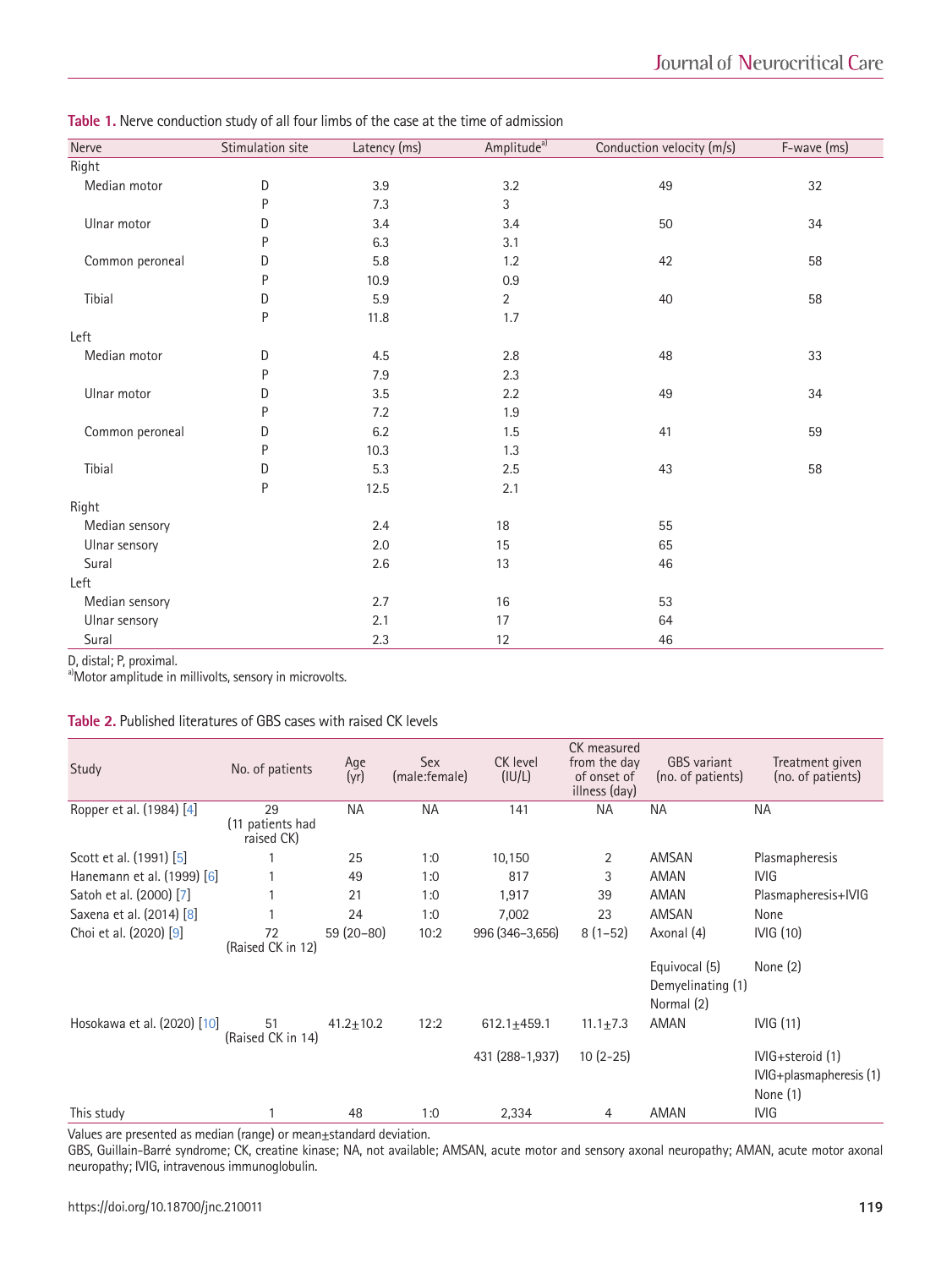**Table 1.** Nerve conduction study of all four limbs of the case at the time of admission

| Nerve | Stimulation site | Latency (ms) | Amplitude[a] | Conduction velocity (m/s) | F-wave (ms) |
|---|---|---|---|---|---|
| Right | | | | | |
| Median motor | D | 3.9 | 3.2 | 49 | 32 |
| | P | 7.3 | 3 | | |
| Ulnar motor | D | 3.4 | 3.4 | 50 | 34 |
| | P | 6.3 | 3.1 | | |
| Common peroneal | D | 5.8 | 1.2 | 42 | 58 |
| | P | 10.9 | 0.9 | | |
| Tibial | D | 5.9 | 2 | 40 | 58 |
| | P | 11.8 | 1.7 | | |
| Left | | | | | |
| Median motor | D | 4.5 | 2.8 | 48 | 33 |
| | P | 7.9 | 2.3 | | |
| Ulnar motor | D | 3.5 | 2.2 | 49 | 34 |
| | P | 7.2 | 1.9 | | |
| Common peroneal | D | 6.2 | 1.5 | 41 | 59 |
| | P | 10.3 | 1.3 | | |
| Tibial | D | 5.3 | 2.5 | 43 | 58 |
| | P | 12.5 | 2.1 | | |
| Right | | | | | |
| Median sensory | | 2.4 | 18 | 55 | |
| Ulnar sensory | | 2.0 | 15 | 65 | |
| Sural | | 2.6 | 13 | 46 | |
| Left | | | | | |
| Median sensory | | 2.7 | 16 | 53 | |
| Ulnar sensory | | 2.1 | 17 | 64 | |
| Sural | | 2.3 | 12 | 46 | |

D, distal; P, proximal.
[a]Motor amplitude in millivolts, sensory in microvolts.

**Table 2.** Published literatures of GBS cases with raised CK levels

| Study | No. of patients | Age (yr) | Sex (male:female) | CK level (IU/L) | CK measured from the day of onset of illness (day) | GBS variant (no. of patients) | Treatment given (no. of patients) |
|---|---|---|---|---|---|---|---|
| Ropper et al. (1984) [4] | 29 (11 patients had raised CK) | NA | NA | 141 | NA | NA | NA |
| Scott et al. (1991) [5] | 1 | 25 | 1:0 | 10,150 | 2 | AMSAN | Plasmapheresis |
| Hanemann et al. (1999) [6] | 1 | 49 | 1:0 | 817 | 3 | AMAN | IVIG |
| Satoh et al. (2000) [7] | 1 | 21 | 1:0 | 1,917 | 39 | AMAN | Plasmapheresis+IVIG |
| Saxena et al. (2014) [8] | 1 | 24 | 1:0 | 7,002 | 23 | AMSAN | None |
| Choi et al. (2020) [9] | 72 (Raised CK in 12) | 59 (20–80) | 10:2 | 996 (346–3,656) | 8 (1–52) | Axonal (4) | IVIG (10) |
| | | | | | | Equivocal (5) Demyelinating (1) Normal (2) | None (2) |
| Hosokawa et al. (2020) [10] | 51 (Raised CK in 14) | 41.2±10.2 | 12:2 | 612.1±459.1 | 11.1±7.3 | AMAN | IVIG (11) |
| | | | | 431 (288–1,937) | 10 (2–25) | | IVIG+steroid (1) IVIG+plasmapheresis (1) None (1) |
| This study | 1 | 48 | 1:0 | 2,334 | 4 | AMAN | IVIG |

Values are presented as median (range) or mean±standard deviation.
GBS, Guillain-Barré syndrome; CK, creatine kinase; NA, not available; AMSAN, acute motor and sensory axonal neuropathy; AMAN, acute motor axonal neuropathy; IVIG, intravenous immunoglobulin.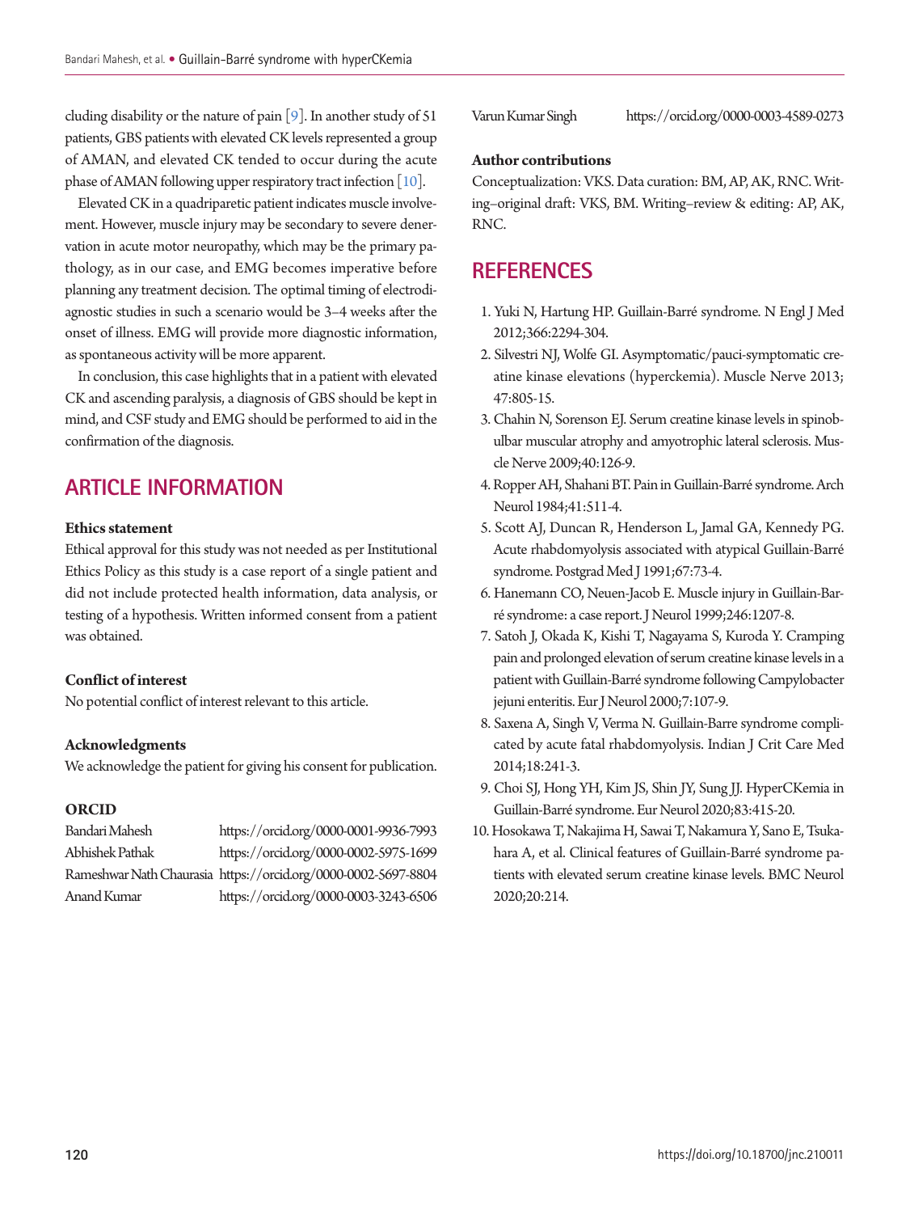cluding disability or the nature of pain [9]. In another study of 51 patients, GBS patients with elevated CK levels represented a group of AMAN, and elevated CK tended to occur during the acute phase of AMAN following upper respiratory tract infection [10].

Elevated CK in a quadriparetic patient indicates muscle involvement. However, muscle injury may be secondary to severe denervation in acute motor neuropathy, which may be the primary pathology, as in our case, and EMG becomes imperative before planning any treatment decision. The optimal timing of electrodiagnostic studies in such a scenario would be 3–4 weeks after the onset of illness. EMG will provide more diagnostic information, as spontaneous activity will be more apparent.

In conclusion, this case highlights that in a patient with elevated CK and ascending paralysis, a diagnosis of GBS should be kept in mind, and CSF study and EMG should be performed to aid in the confirmation of the diagnosis.

## ARTICLE INFORMATION

**Ethics statement**

Ethical approval for this study was not needed as per Institutional Ethics Policy as this study is a case report of a single patient and did not include protected health information, data analysis, or testing of a hypothesis. Written informed consent from a patient was obtained.

**Conflict of interest**

No potential conflict of interest relevant to this article.

**Acknowledgments**

We acknowledge the patient for giving his consent for publication.

**ORCID**

| | |
|---|---|
| Bandari Mahesh | https://orcid.org/0000-0001-9936-7993 |
| Abhishek Pathak | https://orcid.org/0000-0002-5975-1699 |
| Rameshwar Nath Chaurasia | https://orcid.org/0000-0002-5697-8804 |
| Anand Kumar | https://orcid.org/0000-0003-3243-6506 |
| Varun Kumar Singh | https://orcid.org/0000-0003-4589-0273 |

**Author contributions**

Conceptualization: VKS. Data curation: BM, AP, AK, RNC. Writing–original draft: VKS, BM. Writing–review & editing: AP, AK, RNC.

## REFERENCES

1. Yuki N, Hartung HP. Guillain-Barré syndrome. N Engl J Med 2012;366:2294-304.
2. Silvestri NJ, Wolfe GI. Asymptomatic/pauci-symptomatic creatine kinase elevations (hyperckemia). Muscle Nerve 2013; 47:805-15.
3. Chahin N, Sorenson EJ. Serum creatine kinase levels in spinobulbar muscular atrophy and amyotrophic lateral sclerosis. Muscle Nerve 2009;40:126-9.
4. Ropper AH, Shahani BT. Pain in Guillain-Barré syndrome. Arch Neurol 1984;41:511-4.
5. Scott AJ, Duncan R, Henderson L, Jamal GA, Kennedy PG. Acute rhabdomyolysis associated with atypical Guillain-Barré syndrome. Postgrad Med J 1991;67:73-4.
6. Hanemann CO, Neuen-Jacob E. Muscle injury in Guillain-Barré syndrome: a case report. J Neurol 1999;246:1207-8.
7. Satoh J, Okada K, Kishi T, Nagayama S, Kuroda Y. Cramping pain and prolonged elevation of serum creatine kinase levels in a patient with Guillain-Barré syndrome following Campylobacter jejuni enteritis. Eur J Neurol 2000;7:107-9.
8. Saxena A, Singh V, Verma N. Guillain-Barre syndrome complicated by acute fatal rhabdomyolysis. Indian J Crit Care Med 2014;18:241-3.
9. Choi SJ, Hong YH, Kim JS, Shin JY, Sung JJ. HyperCKemia in Guillain-Barré syndrome. Eur Neurol 2020;83:415-20.
10. Hosokawa T, Nakajima H, Sawai T, Nakamura Y, Sano E, Tsukahara A, et al. Clinical features of Guillain-Barré syndrome patients with elevated serum creatine kinase levels. BMC Neurol 2020;20:214.